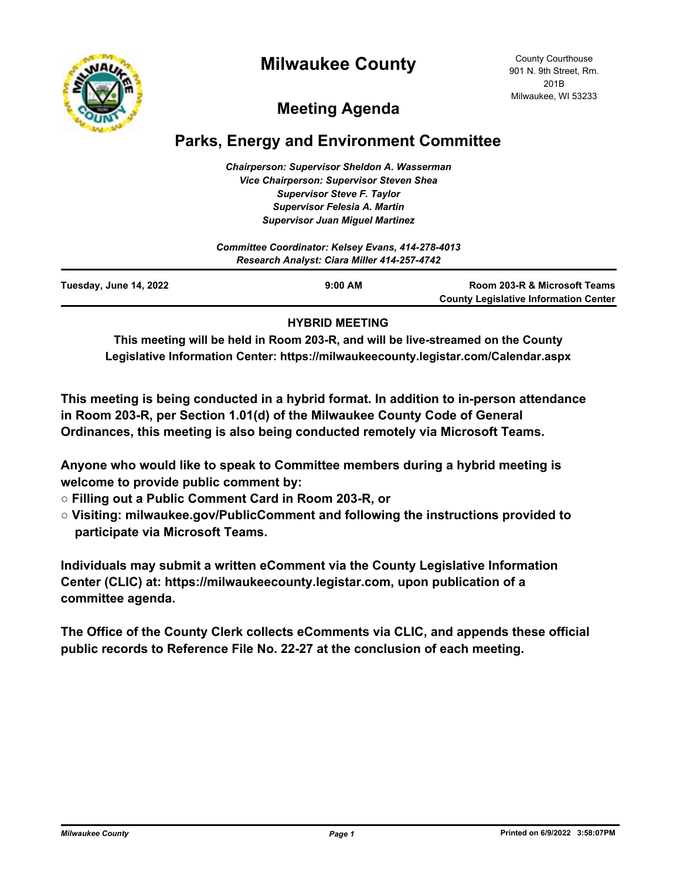# Milwaukee County

County Courthouse
901 N. 9th Street, Rm. 201B
Milwaukee, WI 53233

## Meeting Agenda

## Parks, Energy and Environment Committee

*Chairperson: Supervisor Sheldon A. Wasserman*
*Vice Chairperson: Supervisor Steven Shea*
*Supervisor Steve F. Taylor*
*Supervisor Felesia A. Martin*
*Supervisor Juan Miguel Martinez*

*Committee Coordinator: Kelsey Evans, 414-278-4013*
*Research Analyst: Ciara Miller 414-257-4742*

| Tuesday, June 14, 2022 | 9:00 AM | Room 203-R & Microsoft Teams County Legislative Information Center |
|---|---|---|

**HYBRID MEETING**

**This meeting will be held in Room 203-R, and will be live-streamed on the County Legislative Information Center: https://milwaukeecounty.legistar.com/Calendar.aspx**

**This meeting is being conducted in a hybrid format. In addition to in-person attendance in Room 203-R, per Section 1.01(d) of the Milwaukee County Code of General Ordinances, this meeting is also being conducted remotely via Microsoft Teams.**

**Anyone who would like to speak to Committee members during a hybrid meeting is welcome to provide public comment by:**

- **Filling out a Public Comment Card in Room 203-R, or**
- **Visiting: milwaukee.gov/PublicComment and following the instructions provided to participate via Microsoft Teams.**

**Individuals may submit a written eComment via the County Legislative Information Center (CLIC) at: https://milwaukeecounty.legistar.com, upon publication of a committee agenda.**

**The Office of the County Clerk collects eComments via CLIC, and appends these official public records to Reference File No. 22-27 at the conclusion of each meeting.**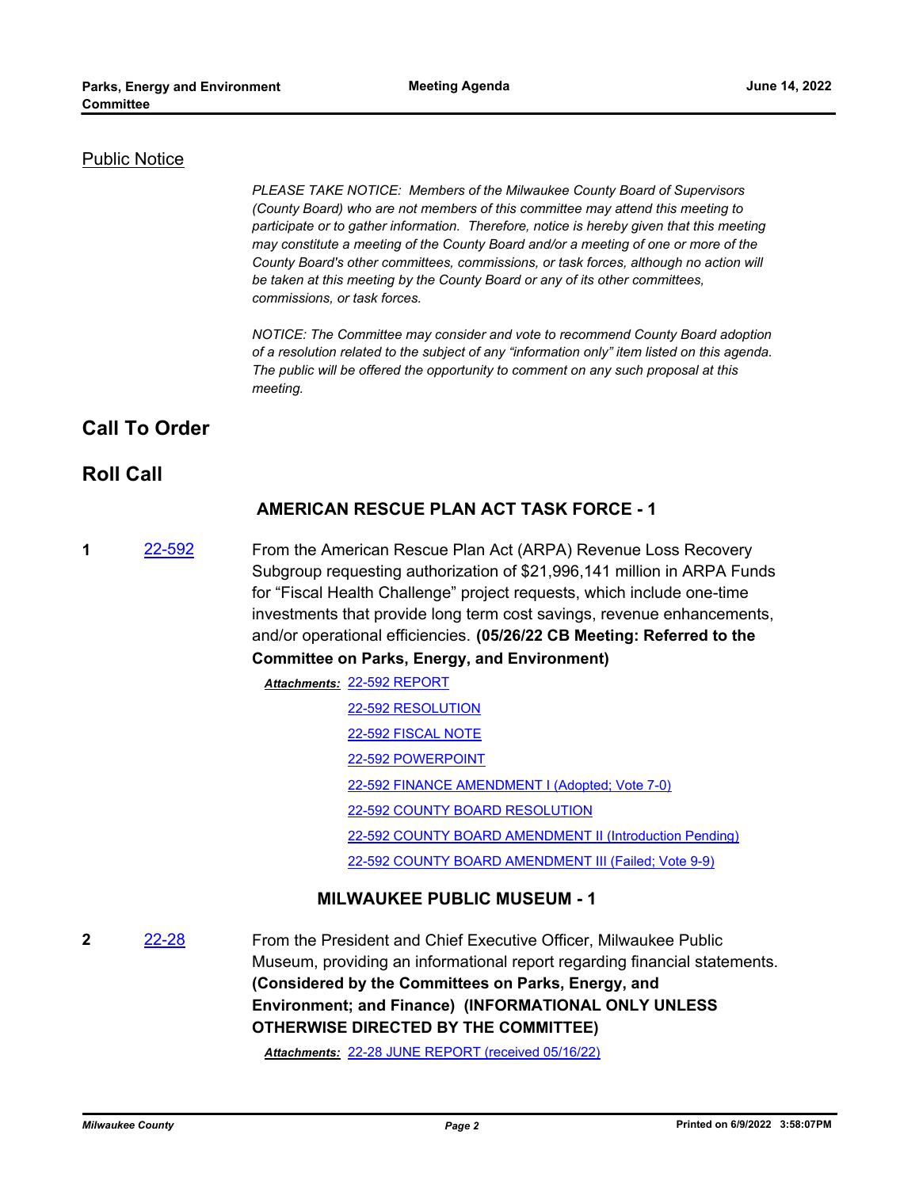## Public Notice

*PLEASE TAKE NOTICE: Members of the Milwaukee County Board of Supervisors (County Board) who are not members of this committee may attend this meeting to participate or to gather information. Therefore, notice is hereby given that this meeting may constitute a meeting of the County Board and/or a meeting of one or more of the County Board's other committees, commissions, or task forces, although no action will be taken at this meeting by the County Board or any of its other committees, commissions, or task forces.*

*NOTICE: The Committee may consider and vote to recommend County Board adoption of a resolution related to the subject of any "information only" item listed on this agenda. The public will be offered the opportunity to comment on any such proposal at this meeting.*

## Call To Order

## Roll Call

### AMERICAN RESCUE PLAN ACT TASK FORCE - 1

**1** 22-592 From the American Rescue Plan Act (ARPA) Revenue Loss Recovery Subgroup requesting authorization of $21,996,141 million in ARPA Funds for "Fiscal Health Challenge" project requests, which include one-time investments that provide long term cost savings, revenue enhancements, and/or operational efficiencies. **(05/26/22 CB Meeting: Referred to the Committee on Parks, Energy, and Environment)**

***Attachments:***
- 22-592 REPORT
- 22-592 RESOLUTION
- 22-592 FISCAL NOTE
- 22-592 POWERPOINT
- 22-592 FINANCE AMENDMENT I (Adopted; Vote 7-0)
- 22-592 COUNTY BOARD RESOLUTION
- 22-592 COUNTY BOARD AMENDMENT II (Introduction Pending)
- 22-592 COUNTY BOARD AMENDMENT III (Failed; Vote 9-9)

### MILWAUKEE PUBLIC MUSEUM - 1

**2** 22-28 From the President and Chief Executive Officer, Milwaukee Public Museum, providing an informational report regarding financial statements. **(Considered by the Committees on Parks, Energy, and Environment; and Finance) (INFORMATIONAL ONLY UNLESS OTHERWISE DIRECTED BY THE COMMITTEE)**

***Attachments:*** 22-28 JUNE REPORT (received 05/16/22)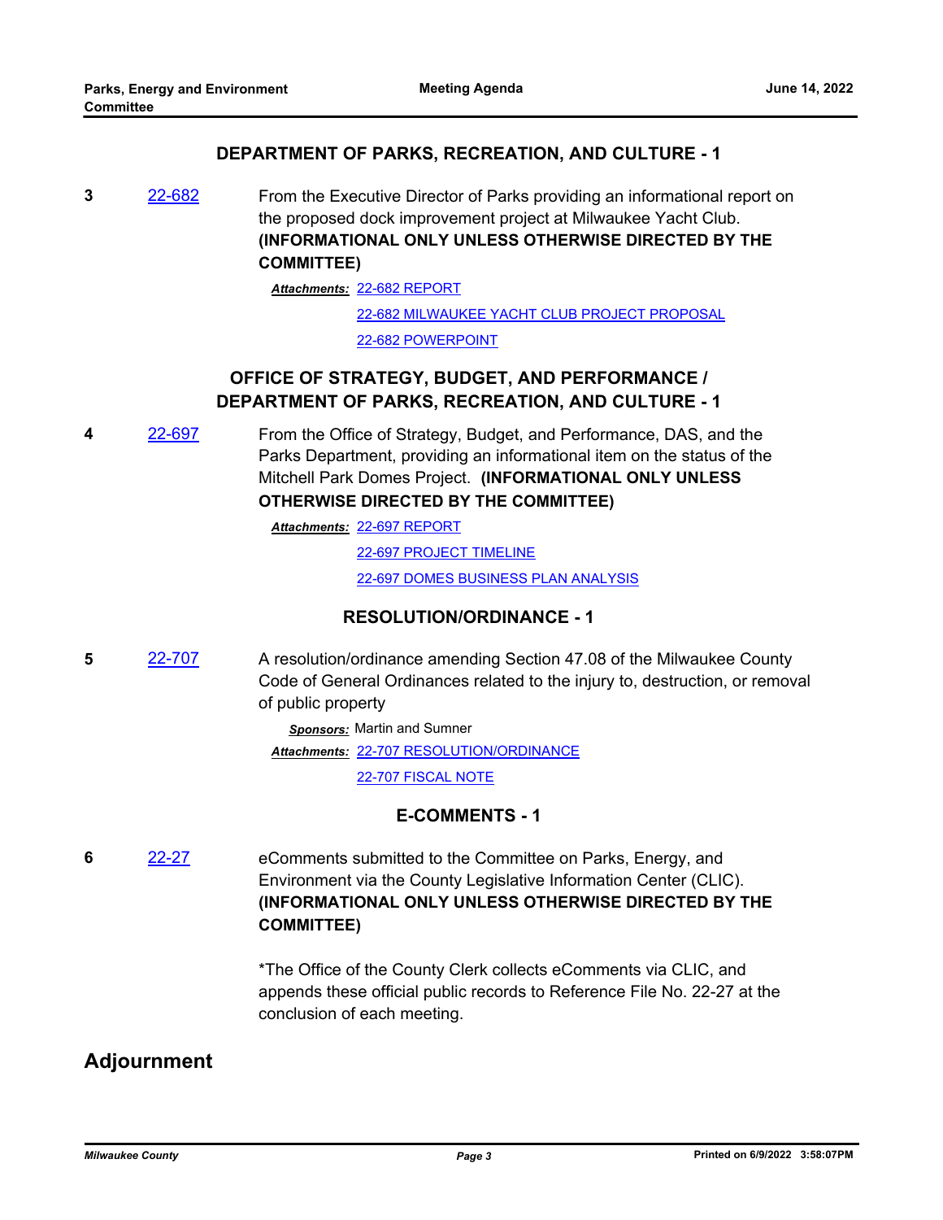## DEPARTMENT OF PARKS, RECREATION, AND CULTURE - 1

**3** [22-682](22-682) From the Executive Director of Parks providing an informational report on the proposed dock improvement project at Milwaukee Yacht Club. **(INFORMATIONAL ONLY UNLESS OTHERWISE DIRECTED BY THE COMMITTEE)**

***Attachments:*** 22-682 REPORT

22-682 MILWAUKEE YACHT CLUB PROJECT PROPOSAL

22-682 POWERPOINT

## OFFICE OF STRATEGY, BUDGET, AND PERFORMANCE / DEPARTMENT OF PARKS, RECREATION, AND CULTURE - 1

**4** 22-697 From the Office of Strategy, Budget, and Performance, DAS, and the Parks Department, providing an informational item on the status of the Mitchell Park Domes Project. **(INFORMATIONAL ONLY UNLESS OTHERWISE DIRECTED BY THE COMMITTEE)**

***Attachments:*** 22-697 REPORT

22-697 PROJECT TIMELINE

22-697 DOMES BUSINESS PLAN ANALYSIS

## RESOLUTION/ORDINANCE - 1

**5** 22-707 A resolution/ordinance amending Section 47.08 of the Milwaukee County Code of General Ordinances related to the injury to, destruction, or removal of public property

***Sponsors:*** Martin and Sumner

***Attachments:*** 22-707 RESOLUTION/ORDINANCE

22-707 FISCAL NOTE

## E-COMMENTS - 1

**6** 22-27 eComments submitted to the Committee on Parks, Energy, and Environment via the County Legislative Information Center (CLIC). **(INFORMATIONAL ONLY UNLESS OTHERWISE DIRECTED BY THE COMMITTEE)**

*The Office of the County Clerk collects eComments via CLIC, and appends these official public records to Reference File No. 22-27 at the conclusion of each meeting.

# Adjournment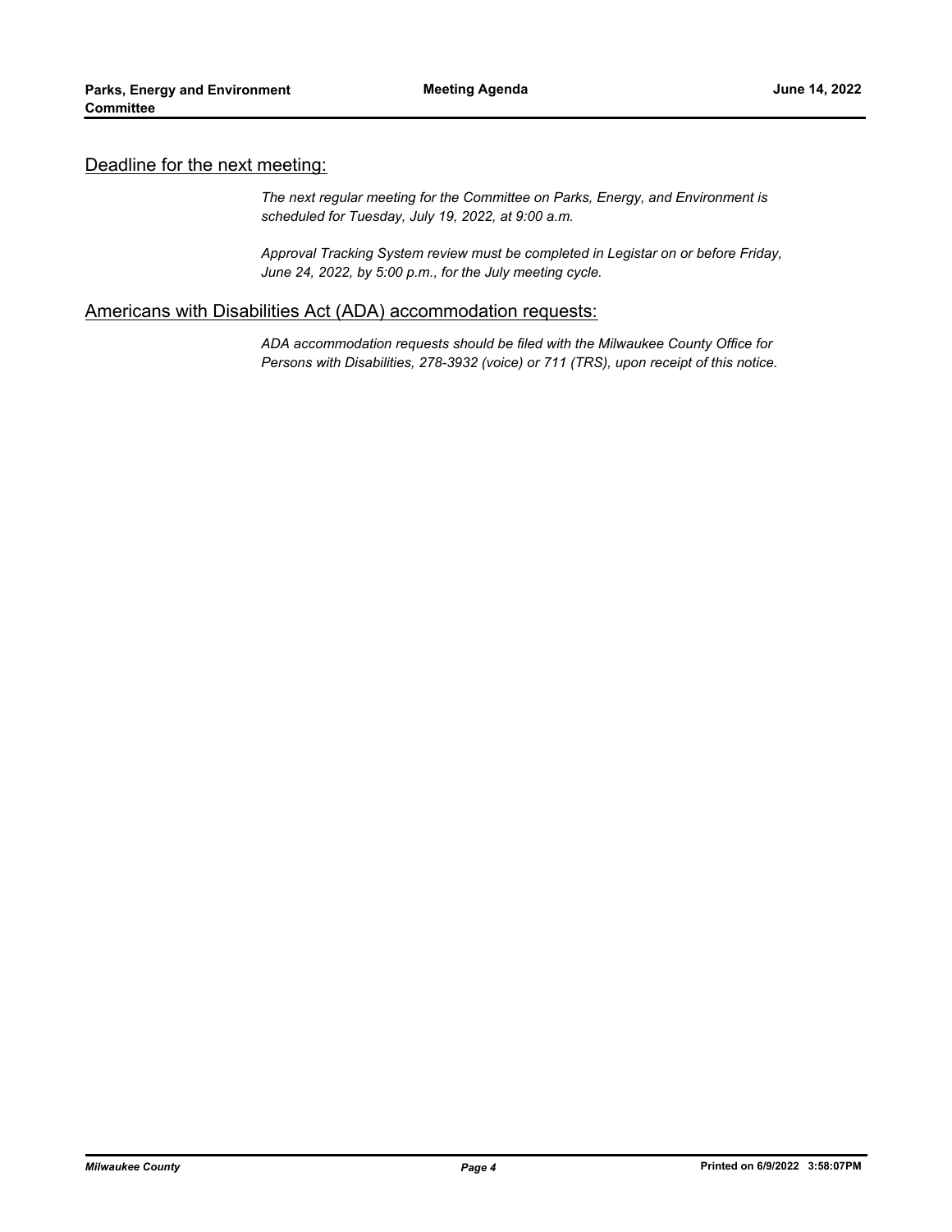## Deadline for the next meeting:

*The next regular meeting for the Committee on Parks, Energy, and Environment is scheduled for Tuesday, July 19, 2022, at 9:00 a.m.*

*Approval Tracking System review must be completed in Legistar on or before Friday, June 24, 2022, by 5:00 p.m., for the July meeting cycle.*

## Americans with Disabilities Act (ADA) accommodation requests:

*ADA accommodation requests should be filed with the Milwaukee County Office for Persons with Disabilities, 278-3932 (voice) or 711 (TRS), upon receipt of this notice.*